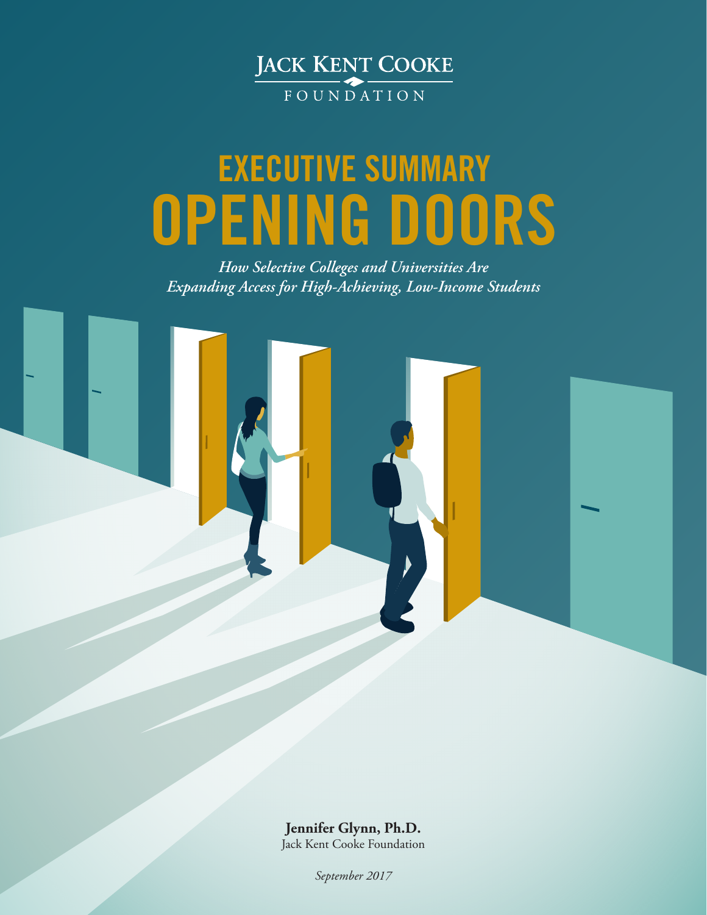JACK KENT COOKE
FOUNDATION

# EXECUTIVE SUMMARY
# OPENING DOORS

*How Selective Colleges and Universities Are Expanding Access for High-Achieving, Low-Income Students*

**Jennifer Glynn, Ph.D.**
Jack Kent Cooke Foundation

*September 2017*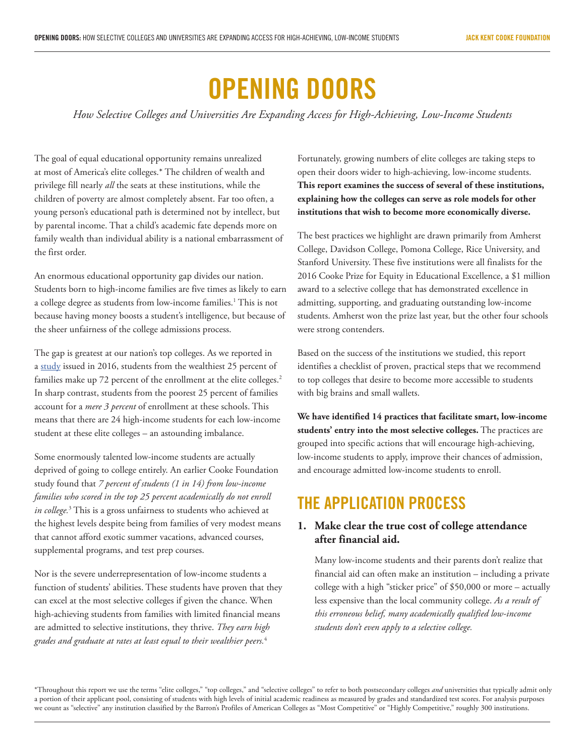# OPENING DOORS

*How Selective Colleges and Universities Are Expanding Access for High-Achieving, Low-Income Students*

The goal of equal educational opportunity remains unrealized at most of America's elite colleges.* The children of wealth and privilege fill nearly *all* the seats at these institutions, while the children of poverty are almost completely absent. Far too often, a young person's educational path is determined not by intellect, but by parental income. That a child's academic fate depends more on family wealth than individual ability is a national embarrassment of the first order.

An enormous educational opportunity gap divides our nation. Students born to high-income families are five times as likely to earn a college degree as students from low-income families.[1] This is not because having money boosts a student's intelligence, but because of the sheer unfairness of the college admissions process.

The gap is greatest at our nation's top colleges. As we reported in a study issued in 2016, students from the wealthiest 25 percent of families make up 72 percent of the enrollment at the elite colleges.[2] In sharp contrast, students from the poorest 25 percent of families account for a *mere 3 percent* of enrollment at these schools. This means that there are 24 high-income students for each low-income student at these elite colleges – an astounding imbalance.

Some enormously talented low-income students are actually deprived of going to college entirely. An earlier Cooke Foundation study found that *7 percent of students (1 in 14) from low-income families who scored in the top 25 percent academically do not enroll in college.*[3] This is a gross unfairness to students who achieved at the highest levels despite being from families of very modest means that cannot afford exotic summer vacations, advanced courses, supplemental programs, and test prep courses.

Nor is the severe underrepresentation of low-income students a function of students' abilities. These students have proven that they can excel at the most selective colleges if given the chance. When high-achieving students from families with limited financial means are admitted to selective institutions, they thrive. *They earn high grades and graduate at rates at least equal to their wealthier peers.*[4]

Fortunately, growing numbers of elite colleges are taking steps to open their doors wider to high-achieving, low-income students. **This report examines the success of several of these institutions, explaining how the colleges can serve as role models for other institutions that wish to become more economically diverse.**

The best practices we highlight are drawn primarily from Amherst College, Davidson College, Pomona College, Rice University, and Stanford University. These five institutions were all finalists for the 2016 Cooke Prize for Equity in Educational Excellence, a $1 million award to a selective college that has demonstrated excellence in admitting, supporting, and graduating outstanding low-income students. Amherst won the prize last year, but the other four schools were strong contenders.

Based on the success of the institutions we studied, this report identifies a checklist of proven, practical steps that we recommend to top colleges that desire to become more accessible to students with big brains and small wallets.

**We have identified 14 practices that facilitate smart, low-income students' entry into the most selective colleges.** The practices are grouped into specific actions that will encourage high-achieving, low-income students to apply, improve their chances of admission, and encourage admitted low-income students to enroll.

## THE APPLICATION PROCESS

### 1. Make clear the true cost of college attendance after financial aid.

Many low-income students and their parents don't realize that financial aid can often make an institution – including a private college with a high "sticker price" of $50,000 or more – actually less expensive than the local community college. *As a result of this erroneous belief, many academically qualified low-income students don't even apply to a selective college.*

*Throughout this report we use the terms "elite colleges," "top colleges," and "selective colleges" to refer to both postsecondary colleges *and* universities that typically admit only a portion of their applicant pool, consisting of students with high levels of initial academic readiness as measured by grades and standardized test scores. For analysis purposes we count as "selective" any institution classified by the Barron's Profiles of American Colleges as "Most Competitive" or "Highly Competitive," roughly 300 institutions.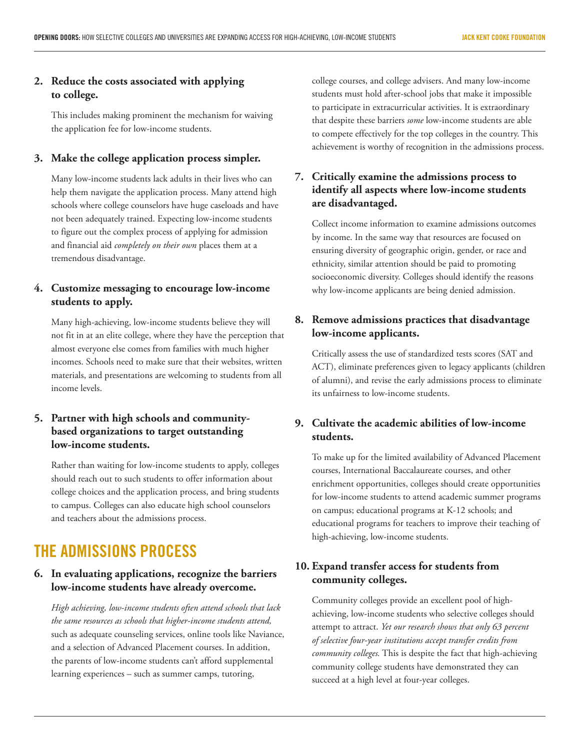**2. Reduce the costs associated with applying to college.**

This includes making prominent the mechanism for waiving the application fee for low-income students.

**3. Make the college application process simpler.**

Many low-income students lack adults in their lives who can help them navigate the application process. Many attend high schools where college counselors have huge caseloads and have not been adequately trained. Expecting low-income students to figure out the complex process of applying for admission and financial aid *completely on their own* places them at a tremendous disadvantage.

**4. Customize messaging to encourage low-income students to apply.**

Many high-achieving, low-income students believe they will not fit in at an elite college, where they have the perception that almost everyone else comes from families with much higher incomes. Schools need to make sure that their websites, written materials, and presentations are welcoming to students from all income levels.

**5. Partner with high schools and community-based organizations to target outstanding low-income students.**

Rather than waiting for low-income students to apply, colleges should reach out to such students to offer information about college choices and the application process, and bring students to campus. Colleges can also educate high school counselors and teachers about the admissions process.

## THE ADMISSIONS PROCESS

**6. In evaluating applications, recognize the barriers low-income students have already overcome.**

*High achieving, low-income students often attend schools that lack the same resources as schools that higher-income students attend,* such as adequate counseling services, online tools like Naviance, and a selection of Advanced Placement courses. In addition, the parents of low-income students can't afford supplemental learning experiences – such as summer camps, tutoring, college courses, and college advisers. And many low-income students must hold after-school jobs that make it impossible to participate in extracurricular activities. It is extraordinary that despite these barriers *some* low-income students are able to compete effectively for the top colleges in the country. This achievement is worthy of recognition in the admissions process.

**7. Critically examine the admissions process to identify all aspects where low-income students are disadvantaged.**

Collect income information to examine admissions outcomes by income. In the same way that resources are focused on ensuring diversity of geographic origin, gender, or race and ethnicity, similar attention should be paid to promoting socioeconomic diversity. Colleges should identify the reasons why low-income applicants are being denied admission.

**8. Remove admissions practices that disadvantage low-income applicants.**

Critically assess the use of standardized tests scores (SAT and ACT), eliminate preferences given to legacy applicants (children of alumni), and revise the early admissions process to eliminate its unfairness to low-income students.

**9. Cultivate the academic abilities of low-income students.**

To make up for the limited availability of Advanced Placement courses, International Baccalaureate courses, and other enrichment opportunities, colleges should create opportunities for low-income students to attend academic summer programs on campus; educational programs at K-12 schools; and educational programs for teachers to improve their teaching of high-achieving, low-income students.

**10. Expand transfer access for students from community colleges.**

Community colleges provide an excellent pool of high-achieving, low-income students who selective colleges should attempt to attract. *Yet our research shows that only 63 percent of selective four-year institutions accept transfer credits from community colleges.* This is despite the fact that high-achieving community college students have demonstrated they can succeed at a high level at four-year colleges.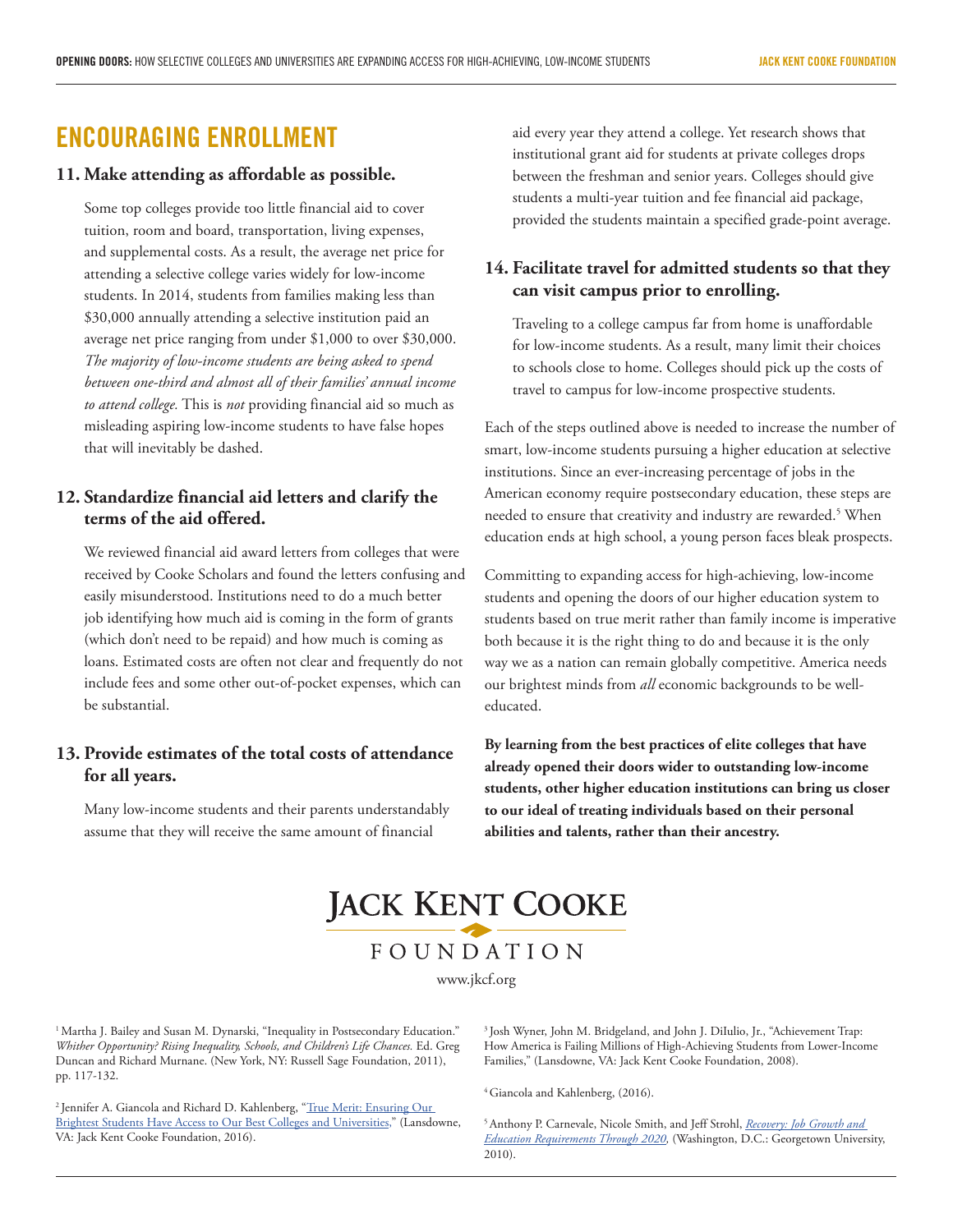## ENCOURAGING ENROLLMENT

### 11. Make attending as affordable as possible.

Some top colleges provide too little financial aid to cover tuition, room and board, transportation, living expenses, and supplemental costs. As a result, the average net price for attending a selective college varies widely for low-income students. In 2014, students from families making less than $30,000 annually attending a selective institution paid an average net price ranging from under $1,000 to over $30,000. *The majority of low-income students are being asked to spend between one-third and almost all of their families' annual income to attend college.* This is *not* providing financial aid so much as misleading aspiring low-income students to have false hopes that will inevitably be dashed.

### 12. Standardize financial aid letters and clarify the terms of the aid offered.

We reviewed financial aid award letters from colleges that were received by Cooke Scholars and found the letters confusing and easily misunderstood. Institutions need to do a much better job identifying how much aid is coming in the form of grants (which don't need to be repaid) and how much is coming as loans. Estimated costs are often not clear and frequently do not include fees and some other out-of-pocket expenses, which can be substantial.

### 13. Provide estimates of the total costs of attendance for all years.

Many low-income students and their parents understandably assume that they will receive the same amount of financial aid every year they attend a college. Yet research shows that institutional grant aid for students at private colleges drops between the freshman and senior years. Colleges should give students a multi-year tuition and fee financial aid package, provided the students maintain a specified grade-point average.

### 14. Facilitate travel for admitted students so that they can visit campus prior to enrolling.

Traveling to a college campus far from home is unaffordable for low-income students. As a result, many limit their choices to schools close to home. Colleges should pick up the costs of travel to campus for low-income prospective students.

Each of the steps outlined above is needed to increase the number of smart, low-income students pursuing a higher education at selective institutions. Since an ever-increasing percentage of jobs in the American economy require postsecondary education, these steps are needed to ensure that creativity and industry are rewarded.[5] When education ends at high school, a young person faces bleak prospects.

Committing to expanding access for high-achieving, low-income students and opening the doors of our higher education system to students based on true merit rather than family income is imperative both because it is the right thing to do and because it is the only way we as a nation can remain globally competitive. America needs our brightest minds from *all* economic backgrounds to be well-educated.

**By learning from the best practices of elite colleges that have already opened their doors wider to outstanding low-income students, other higher education institutions can bring us closer to our ideal of treating individuals based on their personal abilities and talents, rather than their ancestry.**

JACK KENT COOKE FOUNDATION

www.jkcf.org

[1] Martha J. Bailey and Susan M. Dynarski, "Inequality in Postsecondary Education." *Whither Opportunity? Rising Inequality, Schools, and Children's Life Chances.* Ed. Greg Duncan and Richard Murnane. (New York, NY: Russell Sage Foundation, 2011), pp. 117-132.

[2] Jennifer A. Giancola and Richard D. Kahlenberg, "True Merit: Ensuring Our Brightest Students Have Access to Our Best Colleges and Universities," (Lansdowne, VA: Jack Kent Cooke Foundation, 2016).

[3] Josh Wyner, John M. Bridgeland, and John J. DiIulio, Jr., "Achievement Trap: How America is Failing Millions of High-Achieving Students from Lower-Income Families," (Lansdowne, VA: Jack Kent Cooke Foundation, 2008).

[4] Giancola and Kahlenberg, (2016).

[5] Anthony P. Carnevale, Nicole Smith, and Jeff Strohl, *Recovery: Job Growth and Education Requirements Through 2020,* (Washington, D.C.: Georgetown University, 2010).